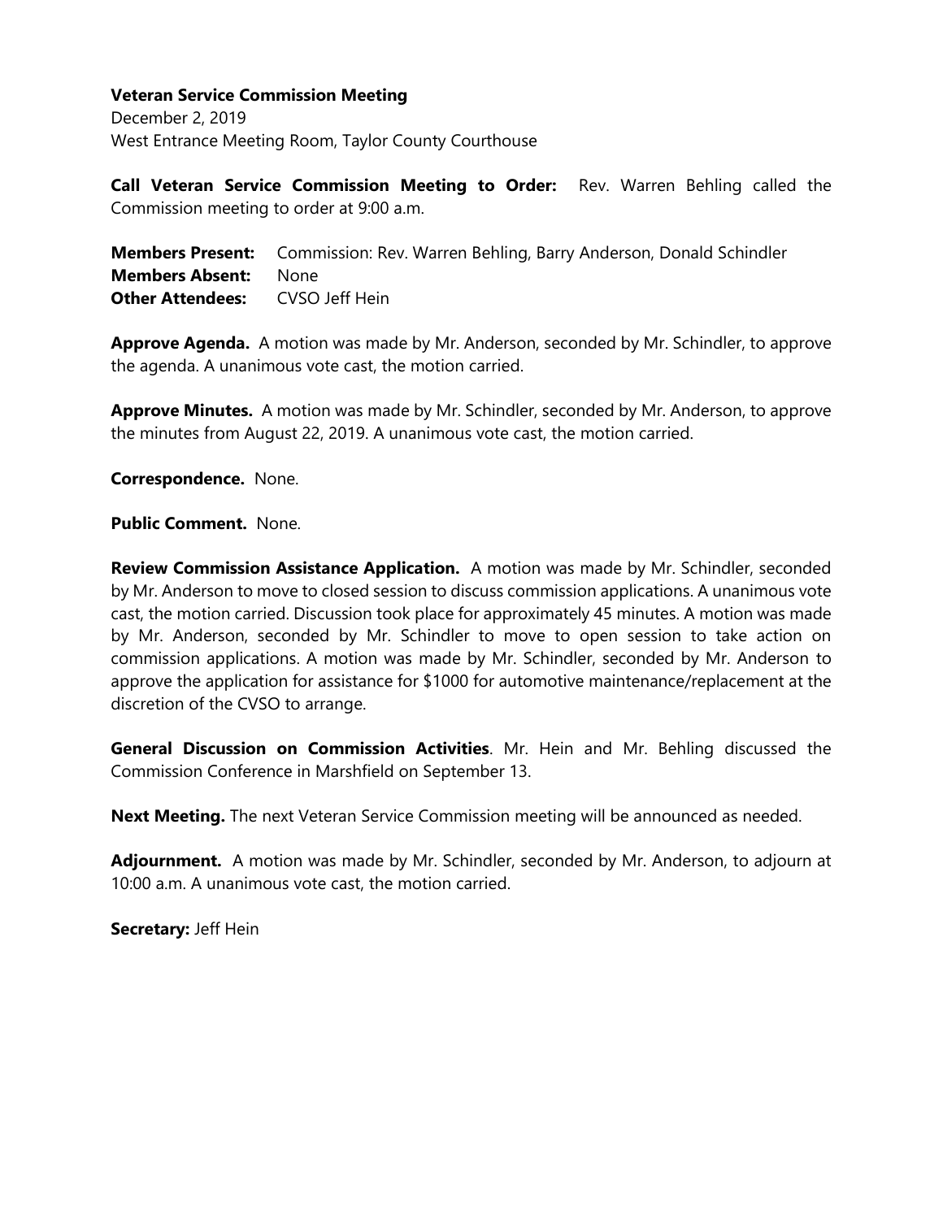**Veteran Service Commission Meeting**
December 2, 2019
West Entrance Meeting Room, Taylor County Courthouse

**Call Veteran Service Commission Meeting to Order:** Rev. Warren Behling called the Commission meeting to order at 9:00 a.m.

**Members Present:** Commission: Rev. Warren Behling, Barry Anderson, Donald Schindler
**Members Absent:** None
**Other Attendees:** CVSO Jeff Hein

**Approve Agenda.** A motion was made by Mr. Anderson, seconded by Mr. Schindler, to approve the agenda. A unanimous vote cast, the motion carried.

**Approve Minutes.** A motion was made by Mr. Schindler, seconded by Mr. Anderson, to approve the minutes from August 22, 2019. A unanimous vote cast, the motion carried.

**Correspondence.** None.

**Public Comment.** None.

**Review Commission Assistance Application.** A motion was made by Mr. Schindler, seconded by Mr. Anderson to move to closed session to discuss commission applications. A unanimous vote cast, the motion carried. Discussion took place for approximately 45 minutes. A motion was made by Mr. Anderson, seconded by Mr. Schindler to move to open session to take action on commission applications. A motion was made by Mr. Schindler, seconded by Mr. Anderson to approve the application for assistance for $1000 for automotive maintenance/replacement at the discretion of the CVSO to arrange.

**General Discussion on Commission Activities**. Mr. Hein and Mr. Behling discussed the Commission Conference in Marshfield on September 13.

**Next Meeting.** The next Veteran Service Commission meeting will be announced as needed.

**Adjournment.** A motion was made by Mr. Schindler, seconded by Mr. Anderson, to adjourn at 10:00 a.m. A unanimous vote cast, the motion carried.

**Secretary:** Jeff Hein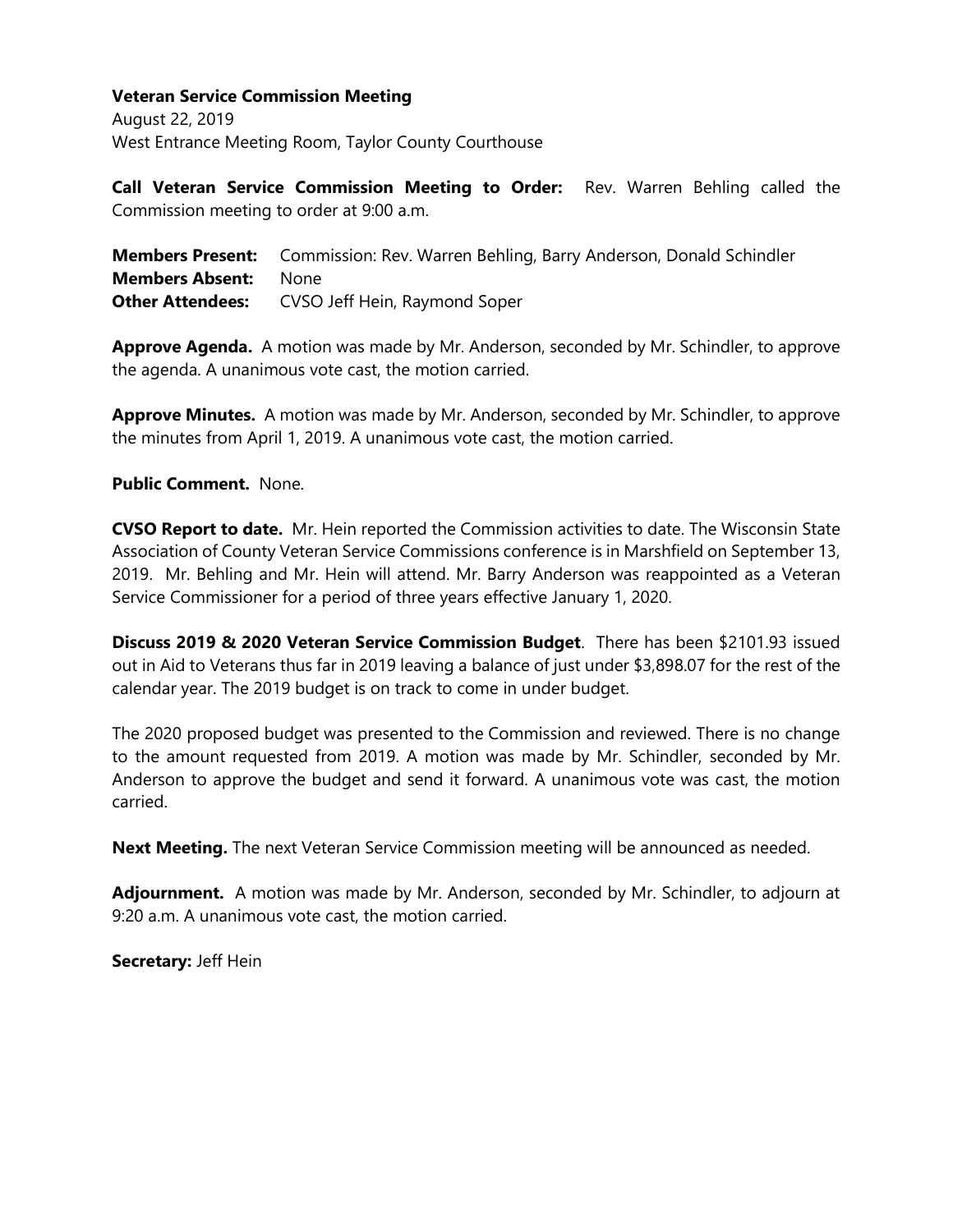**Veteran Service Commission Meeting**
August 22, 2019
West Entrance Meeting Room, Taylor County Courthouse

**Call Veteran Service Commission Meeting to Order:** Rev. Warren Behling called the Commission meeting to order at 9:00 a.m.

**Members Present:** Commission: Rev. Warren Behling, Barry Anderson, Donald Schindler
**Members Absent:** None
**Other Attendees:** CVSO Jeff Hein, Raymond Soper

**Approve Agenda.** A motion was made by Mr. Anderson, seconded by Mr. Schindler, to approve the agenda. A unanimous vote cast, the motion carried.

**Approve Minutes.** A motion was made by Mr. Anderson, seconded by Mr. Schindler, to approve the minutes from April 1, 2019. A unanimous vote cast, the motion carried.

**Public Comment.** None.

**CVSO Report to date.** Mr. Hein reported the Commission activities to date. The Wisconsin State Association of County Veteran Service Commissions conference is in Marshfield on September 13, 2019. Mr. Behling and Mr. Hein will attend. Mr. Barry Anderson was reappointed as a Veteran Service Commissioner for a period of three years effective January 1, 2020.

**Discuss 2019 & 2020 Veteran Service Commission Budget**. There has been $2101.93 issued out in Aid to Veterans thus far in 2019 leaving a balance of just under $3,898.07 for the rest of the calendar year. The 2019 budget is on track to come in under budget.

The 2020 proposed budget was presented to the Commission and reviewed. There is no change to the amount requested from 2019. A motion was made by Mr. Schindler, seconded by Mr. Anderson to approve the budget and send it forward. A unanimous vote was cast, the motion carried.

**Next Meeting.** The next Veteran Service Commission meeting will be announced as needed.

**Adjournment.** A motion was made by Mr. Anderson, seconded by Mr. Schindler, to adjourn at 9:20 a.m. A unanimous vote cast, the motion carried.

**Secretary:** Jeff Hein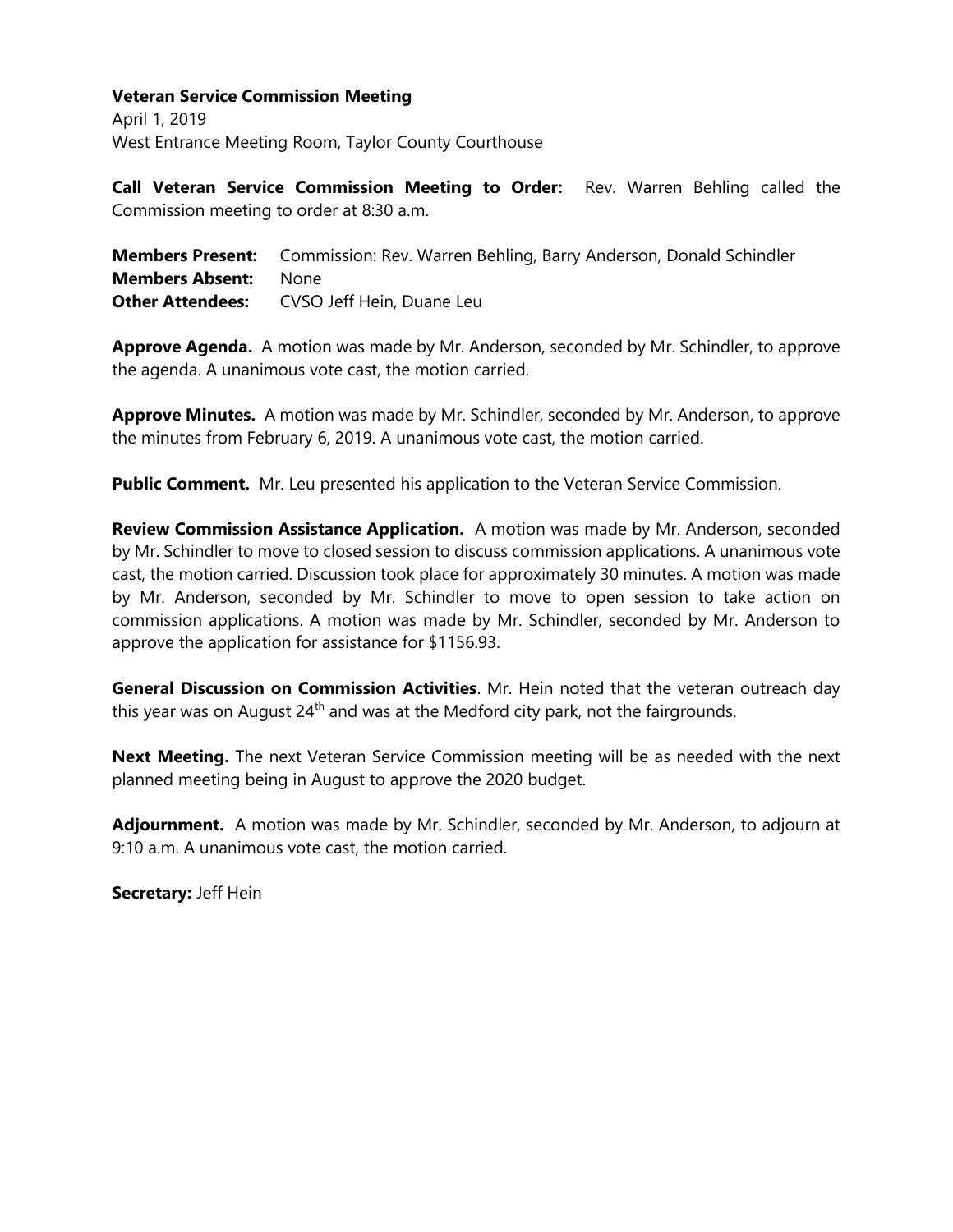**Veteran Service Commission Meeting**
April 1, 2019
West Entrance Meeting Room, Taylor County Courthouse

**Call Veteran Service Commission Meeting to Order:** Rev. Warren Behling called the Commission meeting to order at 8:30 a.m.

**Members Present:** Commission: Rev. Warren Behling, Barry Anderson, Donald Schindler
**Members Absent:** None
**Other Attendees:** CVSO Jeff Hein, Duane Leu

**Approve Agenda.** A motion was made by Mr. Anderson, seconded by Mr. Schindler, to approve the agenda. A unanimous vote cast, the motion carried.

**Approve Minutes.** A motion was made by Mr. Schindler, seconded by Mr. Anderson, to approve the minutes from February 6, 2019. A unanimous vote cast, the motion carried.

**Public Comment.** Mr. Leu presented his application to the Veteran Service Commission.

**Review Commission Assistance Application.** A motion was made by Mr. Anderson, seconded by Mr. Schindler to move to closed session to discuss commission applications. A unanimous vote cast, the motion carried. Discussion took place for approximately 30 minutes. A motion was made by Mr. Anderson, seconded by Mr. Schindler to move to open session to take action on commission applications. A motion was made by Mr. Schindler, seconded by Mr. Anderson to approve the application for assistance for $1156.93.

**General Discussion on Commission Activities**. Mr. Hein noted that the veteran outreach day this year was on August 24th and was at the Medford city park, not the fairgrounds.

**Next Meeting.** The next Veteran Service Commission meeting will be as needed with the next planned meeting being in August to approve the 2020 budget.

**Adjournment.** A motion was made by Mr. Schindler, seconded by Mr. Anderson, to adjourn at 9:10 a.m. A unanimous vote cast, the motion carried.

**Secretary:** Jeff Hein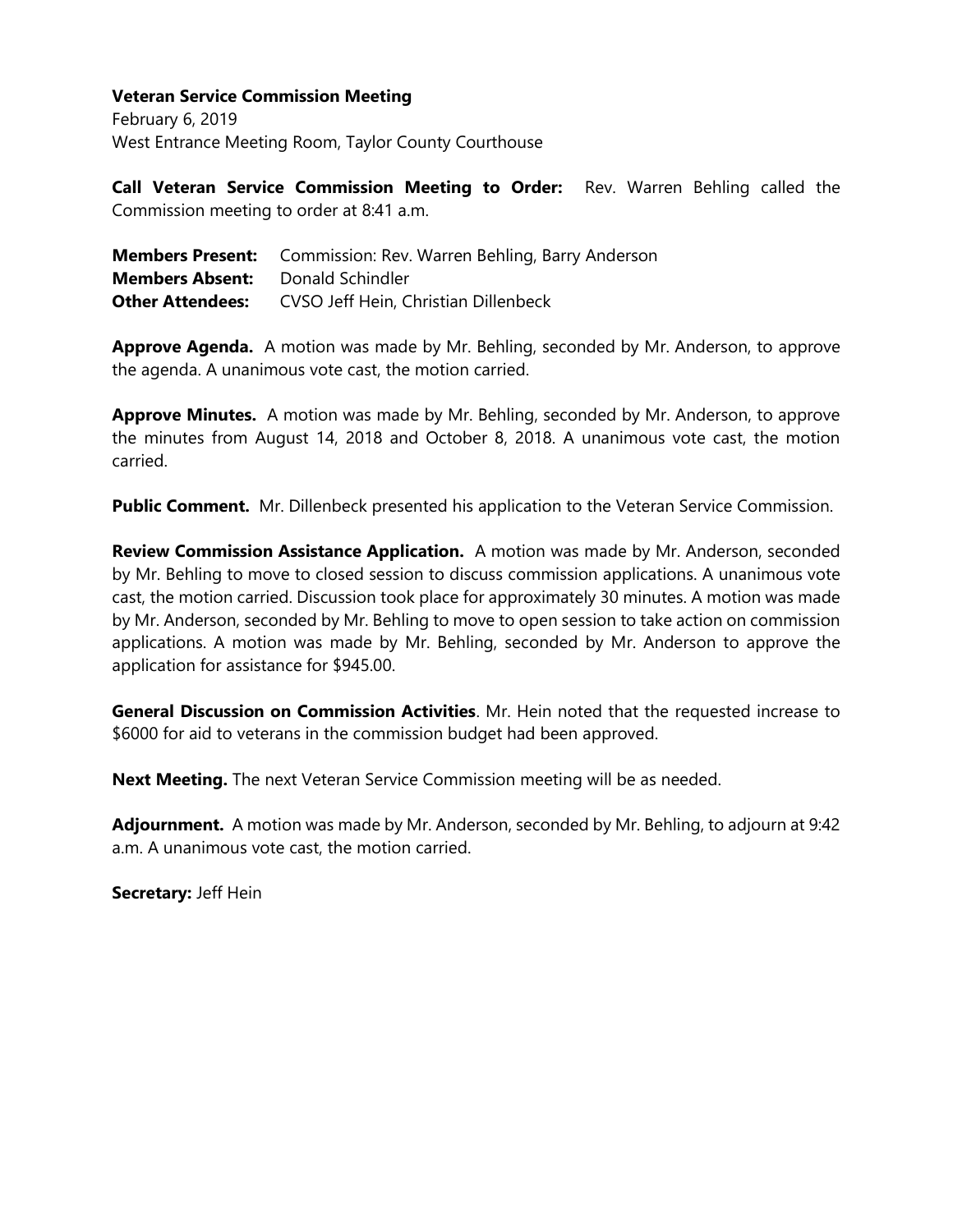**Veteran Service Commission Meeting**
February 6, 2019
West Entrance Meeting Room, Taylor County Courthouse

**Call Veteran Service Commission Meeting to Order:** Rev. Warren Behling called the Commission meeting to order at 8:41 a.m.

**Members Present:** Commission: Rev. Warren Behling, Barry Anderson
**Members Absent:** Donald Schindler
**Other Attendees:** CVSO Jeff Hein, Christian Dillenbeck

**Approve Agenda.** A motion was made by Mr. Behling, seconded by Mr. Anderson, to approve the agenda. A unanimous vote cast, the motion carried.

**Approve Minutes.** A motion was made by Mr. Behling, seconded by Mr. Anderson, to approve the minutes from August 14, 2018 and October 8, 2018. A unanimous vote cast, the motion carried.

**Public Comment.** Mr. Dillenbeck presented his application to the Veteran Service Commission.

**Review Commission Assistance Application.** A motion was made by Mr. Anderson, seconded by Mr. Behling to move to closed session to discuss commission applications. A unanimous vote cast, the motion carried. Discussion took place for approximately 30 minutes. A motion was made by Mr. Anderson, seconded by Mr. Behling to move to open session to take action on commission applications. A motion was made by Mr. Behling, seconded by Mr. Anderson to approve the application for assistance for $945.00.

**General Discussion on Commission Activities**. Mr. Hein noted that the requested increase to $6000 for aid to veterans in the commission budget had been approved.

**Next Meeting.** The next Veteran Service Commission meeting will be as needed.

**Adjournment.** A motion was made by Mr. Anderson, seconded by Mr. Behling, to adjourn at 9:42 a.m. A unanimous vote cast, the motion carried.

**Secretary:** Jeff Hein